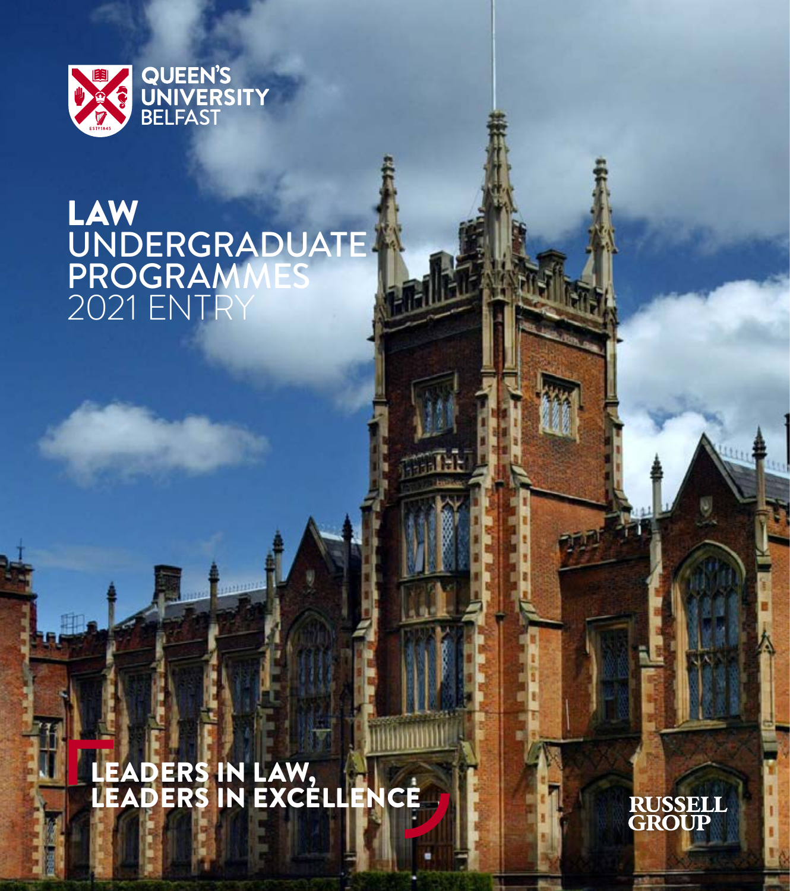QUEEN'S UNIVERSITY BELFAST

# LAW UNDERGRADUATE PROGRAMMES 2021 ENTRY

## LEADERS IN LAW, LEADERS IN EXCELLENCE

RUSSELL GROUP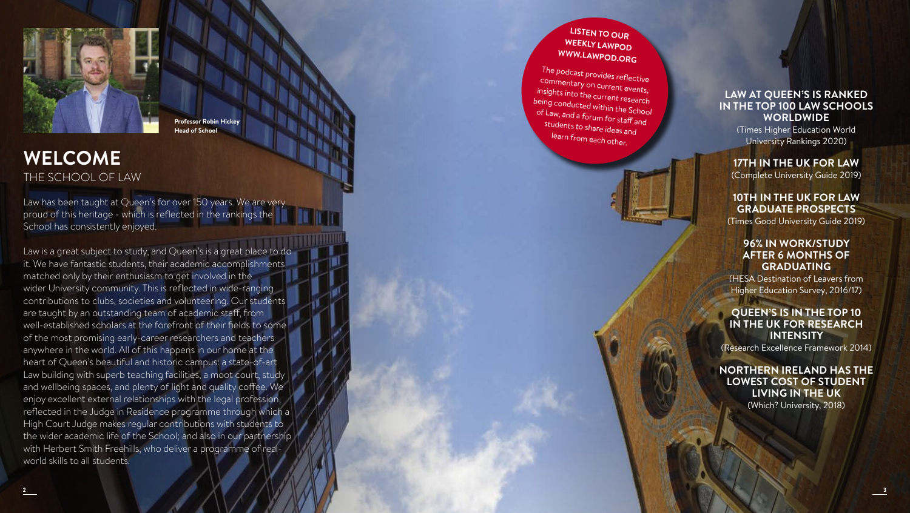Professor Robin Hickey
Head of School

# WELCOME

## THE SCHOOL OF LAW

Law has been taught at Queen's for over 150 years. We are very proud of this heritage - which is reflected in the rankings the School has consistently enjoyed.

Law is a great subject to study, and Queen's is a great place to do it. We have fantastic students, their academic accomplishments matched only by their enthusiasm to get involved in the wider University community. This is reflected in wide-ranging contributions to clubs, societies and volunteering. Our students are taught by an outstanding team of academic staff, from well-established scholars at the forefront of their fields to some of the most promising early-career researchers and teachers anywhere in the world. All of this happens in our home at the heart of Queen's beautiful and historic campus: a state-of-art Law building with superb teaching facilities, a moot court, study and wellbeing spaces, and plenty of light and quality coffee. We enjoy excellent external relationships with the legal profession, reflected in the Judge in Residence programme through which a High Court Judge makes regular contributions with students to the wider academic life of the School; and also in our partnership with Herbert Smith Freehills, who deliver a programme of real-world skills to all students.

**LISTEN TO OUR WEEKLY LAWPOD WWW.LAWPOD.ORG**

The podcast provides reflective commentary on current events, insights into the current research being conducted within the School of Law, and a forum for staff and students to share ideas and learn from each other.

**LAW AT QUEEN'S IS RANKED IN THE TOP 100 LAW SCHOOLS WORLDWIDE**
(Times Higher Education World University Rankings 2020)

**17TH IN THE UK FOR LAW**
(Complete University Guide 2019)

**10TH IN THE UK FOR LAW GRADUATE PROSPECTS**
(Times Good University Guide 2019)

**96% IN WORK/STUDY AFTER 6 MONTHS OF GRADUATING**
(HESA Destination of Leavers from Higher Education Survey, 2016/17)

**QUEEN'S IS IN THE TOP 10 IN THE UK FOR RESEARCH INTENSITY**
(Research Excellence Framework 2014)

**NORTHERN IRELAND HAS THE LOWEST COST OF STUDENT LIVING IN THE UK**
(Which? University, 2018)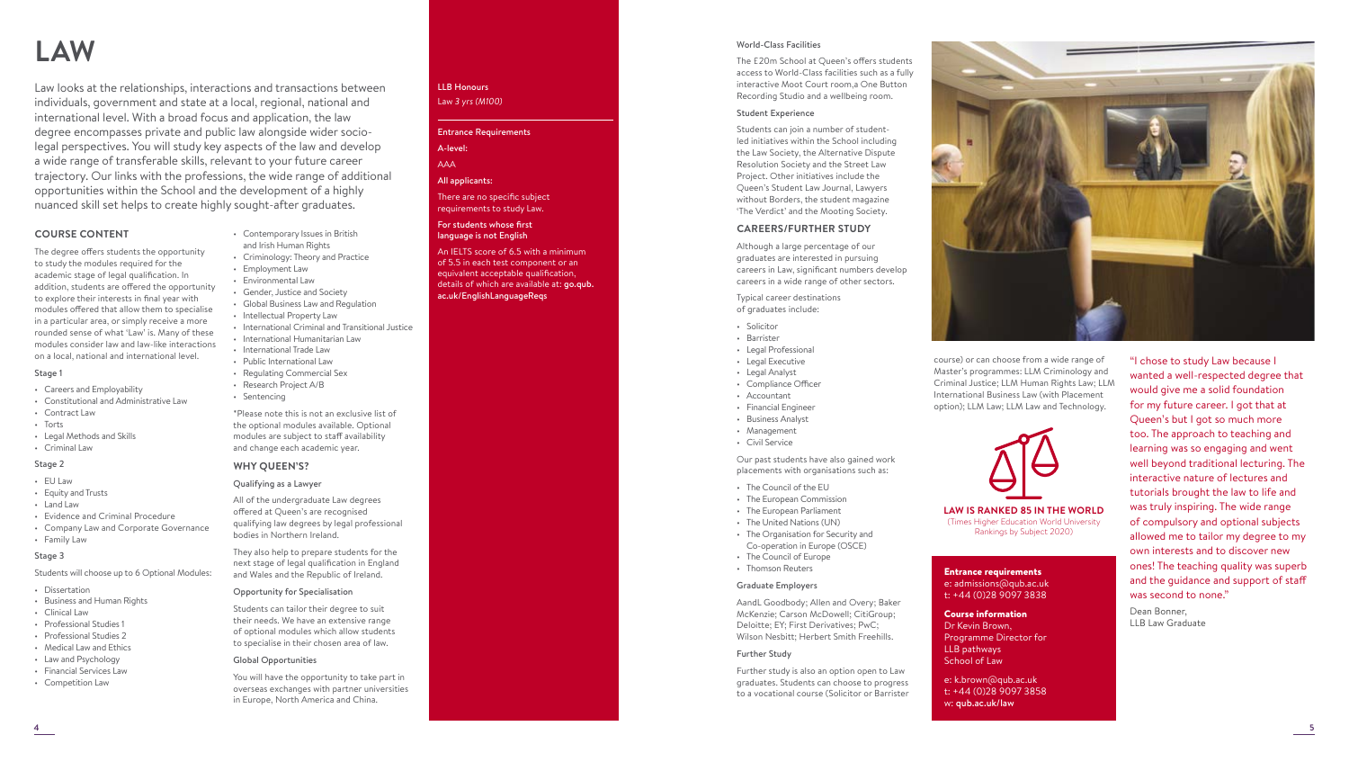# LAW

Law looks at the relationships, interactions and transactions between individuals, government and state at a local, regional, national and international level. With a broad focus and application, the law degree encompasses private and public law alongside wider socio-legal perspectives. You will study key aspects of the law and develop a wide range of transferable skills, relevant to your future career trajectory. Our links with the professions, the wide range of additional opportunities within the School and the development of a highly nuanced skill set helps to create highly sought-after graduates.

## COURSE CONTENT

The degree offers students the opportunity to study the modules required for the academic stage of legal qualification. In addition, students are offered the opportunity to explore their interests in final year with modules offered that allow them to specialise in a particular area, or simply receive a more rounded sense of what 'Law' is. Many of these modules consider law and law-like interactions on a local, national and international level.

### Stage 1

- Careers and Employability
- Constitutional and Administrative Law
- Contract Law
- Torts
- Legal Methods and Skills
- Criminal Law

### Stage 2

- EU Law
- Equity and Trusts
- Land Law
- Evidence and Criminal Procedure
- Company Law and Corporate Governance
- Family Law

### Stage 3

Students will choose up to 6 Optional Modules:

- Dissertation
- Business and Human Rights
- Clinical Law
- Professional Studies 1
- Professional Studies 2
- Medical Law and Ethics
- Law and Psychology
- Financial Services Law
- Competition Law
- Contemporary Issues in British and Irish Human Rights
- Criminology: Theory and Practice
- Employment Law
- Environmental Law
- Gender, Justice and Society
- Global Business Law and Regulation
- Intellectual Property Law
- International Criminal and Transitional Justice
- International Humanitarian Law
- International Trade Law
- Public International Law
- Regulating Commercial Sex
- Research Project A/B
- Sentencing

*Please note this is not an exclusive list of the optional modules available. Optional modules are subject to staff availability and change each academic year.

## WHY QUEEN'S?

### Qualifying as a Lawyer

All of the undergraduate Law degrees offered at Queen's are recognised qualifying law degrees by legal professional bodies in Northern Ireland.

They also help to prepare students for the next stage of legal qualification in England and Wales and the Republic of Ireland.

### Opportunity for Specialisation

Students can tailor their degree to suit their needs. We have an extensive range of optional modules which allow students to specialise in their chosen area of law.

### Global Opportunities

You will have the opportunity to take part in overseas exchanges with partner universities in Europe, North America and China.

**LLB Honours**
Law *3 yrs (M100)*

**Entrance Requirements**

**A-level:**

AAA

**All applicants:**

There are no specific subject requirements to study Law.

**For students whose first language is not English**

An IELTS score of 6.5 with a minimum of 5.5 in each test component or an equivalent acceptable qualification, details of which are available at: **go.qub.ac.uk/EnglishLanguageReqs**

### World-Class Facilities

The £20m School at Queen's offers students access to World-Class facilities such as a fully interactive Moot Court room,a One Button Recording Studio and a wellbeing room.

### Student Experience

Students can join a number of student-led initiatives within the School including the Law Society, the Alternative Dispute Resolution Society and the Street Law Project. Other initiatives include the Queen's Student Law Journal, Lawyers without Borders, the student magazine 'The Verdict' and the Mooting Society.

## CAREERS/FURTHER STUDY

Although a large percentage of our graduates are interested in pursuing careers in Law, significant numbers develop careers in a wide range of other sectors.

Typical career destinations of graduates include:

- Solicitor
- Barrister
- Legal Professional
- Legal Executive
- Legal Analyst
- Compliance Officer
- Accountant
- Financial Engineer
- Business Analyst
- Management
- Civil Service

Our past students have also gained work placements with organisations such as:

- The Council of the EU
- The European Commission
- The European Parliament
- The United Nations (UN)
- The Organisation for Security and Co-operation in Europe (OSCE)
- The Council of Europe
- Thomson Reuters

### Graduate Employers

AandL Goodbody; Allen and Overy; Baker McKenzie; Carson McDowell; CitiGroup; Deloitte; EY; First Derivatives; PwC; Wilson Nesbitt; Herbert Smith Freehills.

### Further Study

Further study is also an option open to Law graduates. Students can choose to progress to a vocational course (Solicitor or Barrister course) or can choose from a wide range of Master's programmes: LLM Criminology and Criminal Justice; LLM Human Rights Law; LLM International Business Law (with Placement option); LLM Law; LLM Law and Technology.

**LAW IS RANKED 85 IN THE WORLD**
(Times Higher Education World University Rankings by Subject 2020)

**Entrance requirements**
e: admissions@qub.ac.uk
t: +44 (0)28 9097 3838

**Course information**
Dr Kevin Brown,
Programme Director for LLB pathways
School of Law

e: k.brown@qub.ac.uk
t: +44 (0)28 9097 3858
w: **qub.ac.uk/law**

"I chose to study Law because I wanted a well-respected degree that would give me a solid foundation for my future career. I got that at Queen's but I got so much more too. The approach to teaching and learning was so engaging and went well beyond traditional lecturing. The interactive nature of lectures and tutorials brought the law to life and was truly inspiring. The wide range of compulsory and optional subjects allowed me to tailor my degree to my own interests and to discover new ones! The teaching quality was superb and the guidance and support of staff was second to none."

Dean Bonner,
LLB Law Graduate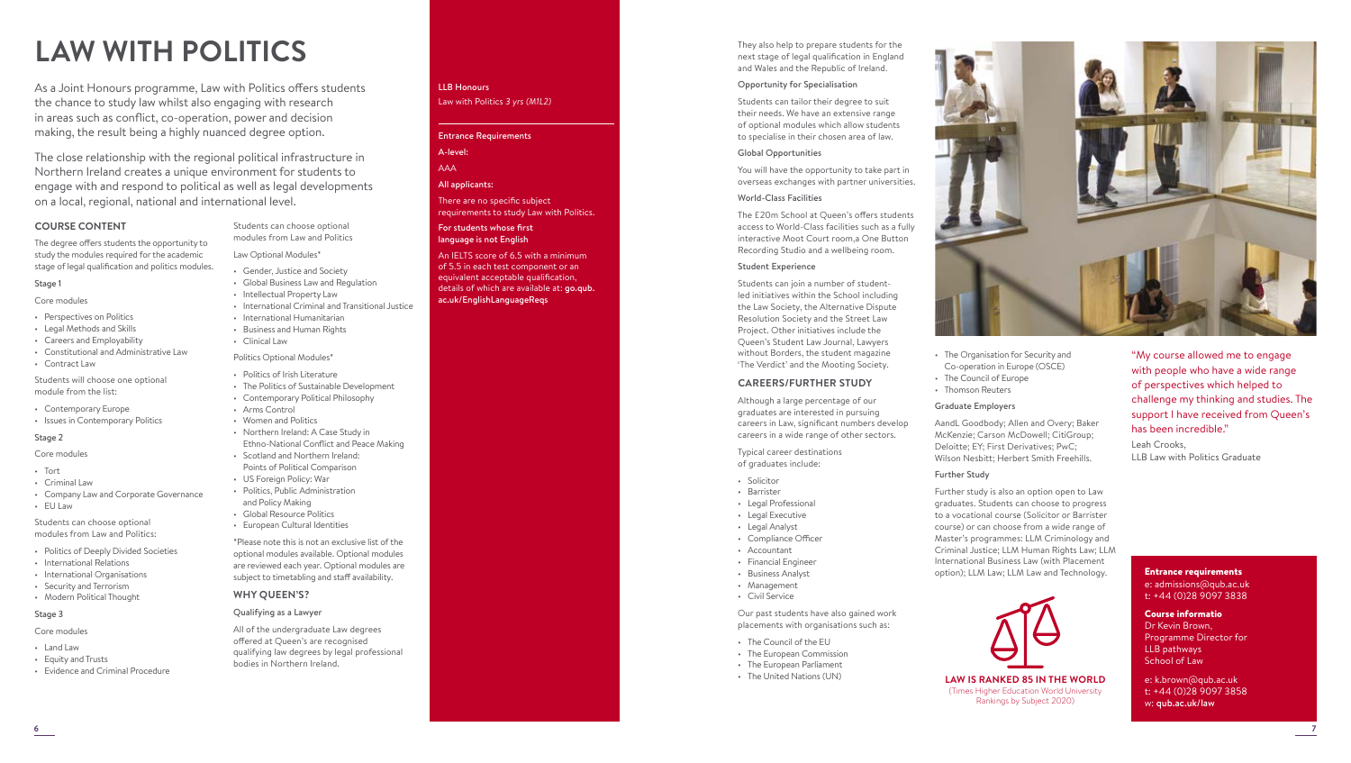# LAW WITH POLITICS

As a Joint Honours programme, Law with Politics offers students the chance to study law whilst also engaging with research in areas such as conflict, co-operation, power and decision making, the result being a highly nuanced degree option.

The close relationship with the regional political infrastructure in Northern Ireland creates a unique environment for students to engage with and respond to political as well as legal developments on a local, regional, national and international level.

## COURSE CONTENT

The degree offers students the opportunity to study the modules required for the academic stage of legal qualification and politics modules.

### Stage 1

Core modules

- Perspectives on Politics
- Legal Methods and Skills
- Careers and Employability
- Constitutional and Administrative Law
- Contract Law

Students will choose one optional module from the list:

- Contemporary Europe
- Issues in Contemporary Politics

### Stage 2

Core modules

- Tort
- Criminal Law
- Company Law and Corporate Governance
- EU Law

Students can choose optional modules from Law and Politics:

- Politics of Deeply Divided Societies
- International Relations
- International Organisations
- Security and Terrorism
- Modern Political Thought

### Stage 3

Core modules

- Land Law
- Equity and Trusts
- Evidence and Criminal Procedure

Students can choose optional modules from Law and Politics

Law Optional Modules*

- Gender, Justice and Society
- Global Business Law and Regulation
- Intellectual Property Law
- International Criminal and Transitional Justice
- International Humanitarian
- Business and Human Rights
- Clinical Law

Politics Optional Modules*

- Politics of Irish Literature
- The Politics of Sustainable Development
- Contemporary Political Philosophy
- Arms Control
- Women and Politics
- Northern Ireland: A Case Study in Ethno-National Conflict and Peace Making
- Scotland and Northern Ireland: Points of Political Comparison
- US Foreign Policy: War
- Politics, Public Administration and Policy Making
- Global Resource Politics
- European Cultural Identities

*Please note this is not an exclusive list of the optional modules available. Optional modules are reviewed each year. Optional modules are subject to timetabling and staff availability.

## WHY QUEEN'S?

### Qualifying as a Lawyer

All of the undergraduate Law degrees offered at Queen's are recognised qualifying law degrees by legal professional bodies in Northern Ireland.

**LLB Honours**
Law with Politics *3 yrs (M1L2)*

**Entrance Requirements**

**A-level:**

AAA

**All applicants:**

There are no specific subject requirements to study Law with Politics.

**For students whose first language is not English**

An IELTS score of 6.5 with a minimum of 5.5 in each test component or an equivalent acceptable qualification, details of which are available at: **go.qub.ac.uk/EnglishLanguageReqs**

They also help to prepare students for the next stage of legal qualification in England and Wales and the Republic of Ireland.

### Opportunity for Specialisation

Students can tailor their degree to suit their needs. We have an extensive range of optional modules which allow students to specialise in their chosen area of law.

### Global Opportunities

You will have the opportunity to take part in overseas exchanges with partner universities.

### World-Class Facilities

The £20m School at Queen's offers students access to World-Class facilities such as a fully interactive Moot Court room,a One Button Recording Studio and a wellbeing room.

### Student Experience

Students can join a number of student-led initiatives within the School including the Law Society, the Alternative Dispute Resolution Society and the Street Law Project. Other initiatives include the Queen's Student Law Journal, Lawyers without Borders, the student magazine 'The Verdict' and the Mooting Society.

## CAREERS/FURTHER STUDY

Although a large percentage of our graduates are interested in pursuing careers in Law, significant numbers develop careers in a wide range of other sectors.

Typical career destinations of graduates include:

- Solicitor
- Barrister
- Legal Professional
- Legal Executive
- Legal Analyst
- Compliance Officer
- Accountant
- Financial Engineer
- Business Analyst
- Management
- Civil Service

Our past students have also gained work placements with organisations such as:

- The Council of the EU
- The European Commission
- The European Parliament
- The United Nations (UN)
- The Organisation for Security and Co-operation in Europe (OSCE)
- The Council of Europe
- Thomson Reuters

### Graduate Employers

AandL Goodbody; Allen and Overy; Baker McKenzie; Carson McDowell; CitiGroup; Deloitte; EY; First Derivatives; PwC; Wilson Nesbitt; Herbert Smith Freehills.

### Further Study

Further study is also an option open to Law graduates. Students can choose to progress to a vocational course (Solicitor or Barrister course) or can choose from a wide range of Master's programmes: LLM Criminology and Criminal Justice; LLM Human Rights Law; LLM International Business Law (with Placement option); LLM Law; LLM Law and Technology.

**LAW IS RANKED 85 IN THE WORLD**
(Times Higher Education World University Rankings by Subject 2020)

"My course allowed me to engage with people who have a wide range of perspectives which helped to challenge my thinking and studies. The support I have received from Queen's has been incredible."

Leah Crooks,
LLB Law with Politics Graduate

**Entrance requirements**
e: admissions@qub.ac.uk
t: +44 (0)28 9097 3838

**Course informatio**
Dr Kevin Brown,
Programme Director for LLB pathways
School of Law

e: k.brown@qub.ac.uk
t: +44 (0)28 9097 3858
w: **qub.ac.uk/law**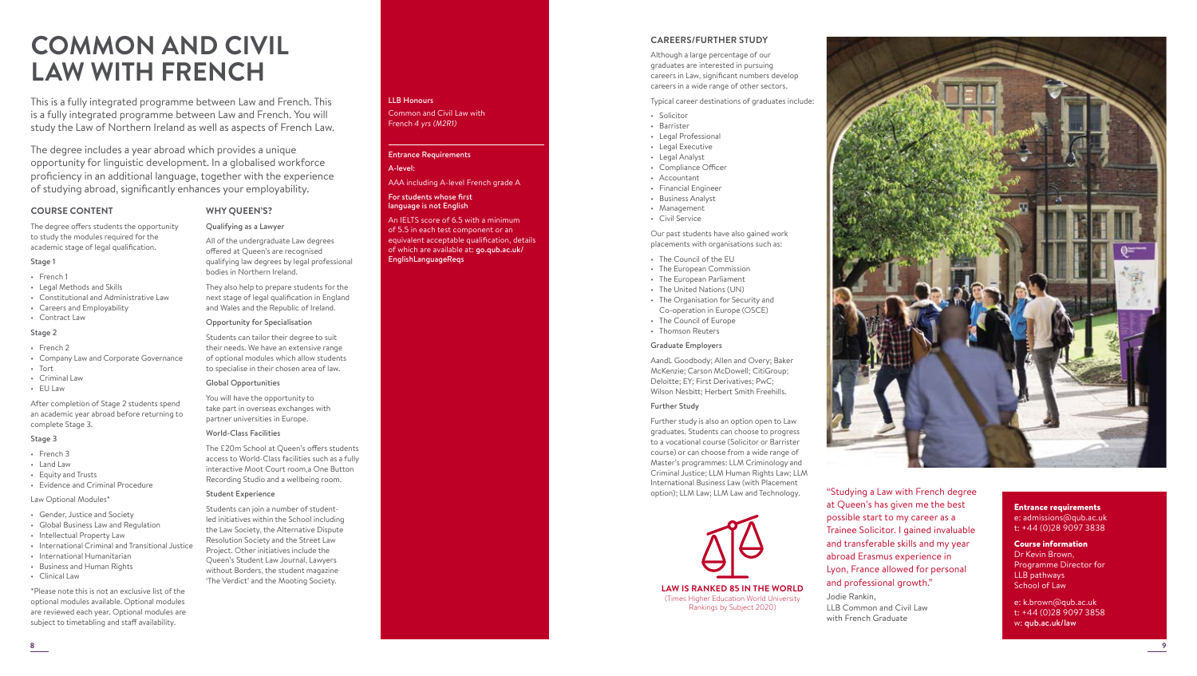# COMMON AND CIVIL LAW WITH FRENCH

This is a fully integrated programme between Law and French. This is a fully integrated programme between Law and French. You will study the Law of Northern Ireland as well as aspects of French Law.

The degree includes a year abroad which provides a unique opportunity for linguistic development. In a globalised workforce proficiency in an additional language, together with the experience of studying abroad, significantly enhances your employability.

## COURSE CONTENT

The degree offers students the opportunity to study the modules required for the academic stage of legal qualification.

### Stage 1

- French 1
- Legal Methods and Skills
- Constitutional and Administrative Law
- Careers and Employability
- Contract Law

### Stage 2

- French 2
- Company Law and Corporate Governance
- Tort
- Criminal Law
- EU Law

After completion of Stage 2 students spend an academic year abroad before returning to complete Stage 3.

### Stage 3

- French 3
- Land Law
- Equity and Trusts
- Evidence and Criminal Procedure

Law Optional Modules*

- Gender, Justice and Society
- Global Business Law and Regulation
- Intellectual Property Law
- International Criminal and Transitional Justice
- International Humanitarian
- Business and Human Rights
- Clinical Law

*Please note this is not an exclusive list of the optional modules available. Optional modules are reviewed each year. Optional modules are subject to timetabling and staff availability.

## WHY QUEEN'S?

### Qualifying as a Lawyer

All of the undergraduate Law degrees offered at Queen's are recognised qualifying law degrees by legal professional bodies in Northern Ireland.

They also help to prepare students for the next stage of legal qualification in England and Wales and the Republic of Ireland.

### Opportunity for Specialisation

Students can tailor their degree to suit their needs. We have an extensive range of optional modules which allow students to specialise in their chosen area of law.

### Global Opportunities

You will have the opportunity to take part in overseas exchanges with partner universities in Europe.

### World-Class Facilities

The £20m School at Queen's offers students access to World-Class facilities such as a fully interactive Moot Court room,a One Button Recording Studio and a wellbeing room.

### Student Experience

Students can join a number of student-led initiatives within the School including the Law Society, the Alternative Dispute Resolution Society and the Street Law Project. Other initiatives include the Queen's Student Law Journal, Lawyers without Borders, the student magazine 'The Verdict' and the Mooting Society.

**LLB Honours**

Common and Civil Law with French *4 yrs (M2R1)*

**Entrance Requirements**

**A-level:**

AAA including A-level French grade A

**For students whose first language is not English**

An IELTS score of 6.5 with a minimum of 5.5 in each test component or an equivalent acceptable qualification, details of which are available at: **go.qub.ac.uk/EnglishLanguageReqs**

## CAREERS/FURTHER STUDY

Although a large percentage of our graduates are interested in pursuing careers in Law, significant numbers develop careers in a wide range of other sectors.

Typical career destinations of graduates include:

- Solicitor
- Barrister
- Legal Professional
- Legal Executive
- Legal Analyst
- Compliance Officer
- Accountant
- Financial Engineer
- Business Analyst
- Management
- Civil Service

Our past students have also gained work placements with organisations such as:

- The Council of the EU
- The European Commission
- The European Parliament
- The United Nations (UN)
- The Organisation for Security and Co-operation in Europe (OSCE)
- The Council of Europe
- Thomson Reuters

### Graduate Employers

AandL Goodbody; Allen and Overy; Baker McKenzie; Carson McDowell; CitiGroup; Deloitte; EY; First Derivatives; PwC; Wilson Nesbitt; Herbert Smith Freehills.

### Further Study

Further study is also an option open to Law graduates. Students can choose to progress to a vocational course (Solicitor or Barrister course) or can choose from a wide range of Master's programmes: LLM Criminology and Criminal Justice; LLM Human Rights Law; LLM International Business Law (with Placement option); LLM Law; LLM Law and Technology.

**LAW IS RANKED 85 IN THE WORLD**

(Times Higher Education World University Rankings by Subject 2020)

"Studying a Law with French degree at Queen's has given me the best possible start to my career as a Trainee Solicitor. I gained invaluable and transferable skills and my year abroad Erasmus experience in Lyon, France allowed for personal and professional growth."

Jodie Rankin,
LLB Common and Civil Law with French Graduate

**Entrance requirements**
e: admissions@qub.ac.uk
t: +44 (0)28 9097 3838

**Course information**
Dr Kevin Brown,
Programme Director for LLB pathways
School of Law

e: k.brown@qub.ac.uk
t: +44 (0)28 9097 3858
w: **qub.ac.uk/law**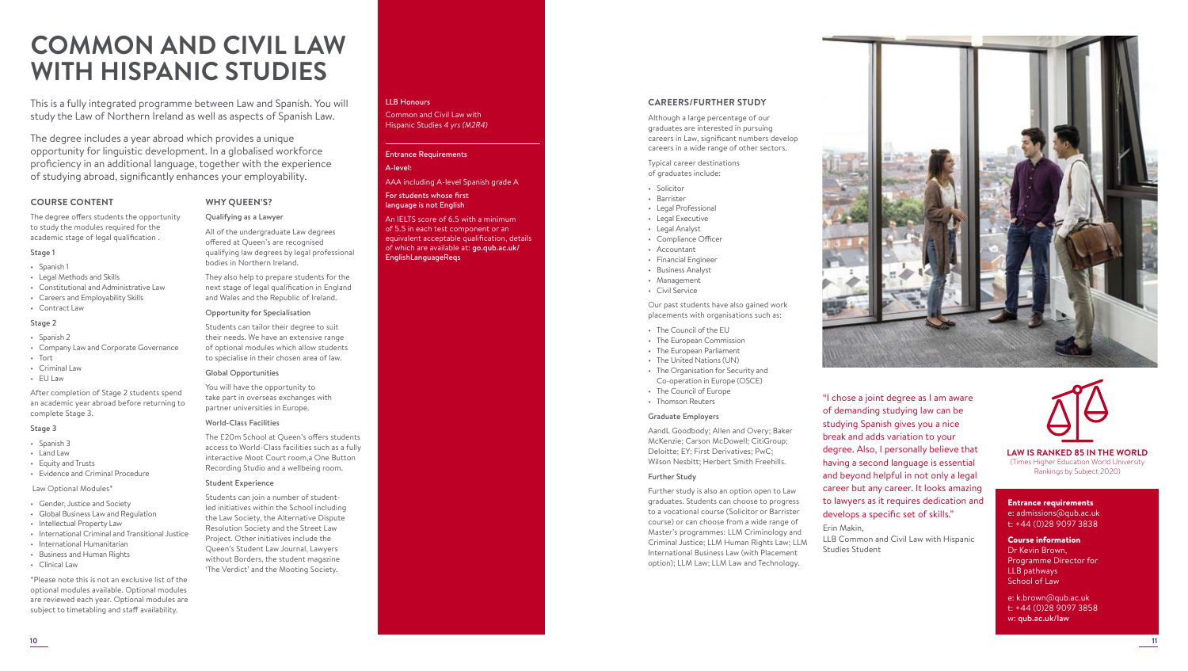# COMMON AND CIVIL LAW WITH HISPANIC STUDIES

This is a fully integrated programme between Law and Spanish. You will study the Law of Northern Ireland as well as aspects of Spanish Law.

The degree includes a year abroad which provides a unique opportunity for linguistic development. In a globalised workforce proficiency in an additional language, together with the experience of studying abroad, significantly enhances your employability.

## COURSE CONTENT

The degree offers students the opportunity to study the modules required for the academic stage of legal qualification .

### Stage 1

- Spanish 1
- Legal Methods and Skills
- Constitutional and Administrative Law
- Careers and Employability Skills
- Contract Law

### Stage 2

- Spanish 2
- Company Law and Corporate Governance
- Tort
- Criminal Law
- EU Law

After completion of Stage 2 students spend an academic year abroad before returning to complete Stage 3.

### Stage 3

- Spanish 3
- Land Law
- Equity and Trusts
- Evidence and Criminal Procedure

Law Optional Modules*

- Gender, Justice and Society
- Global Business Law and Regulation
- Intellectual Property Law
- International Criminal and Transitional Justice
- International Humanitarian
- Business and Human Rights
- Clinical Law

*Please note this is not an exclusive list of the optional modules available. Optional modules are reviewed each year. Optional modules are subject to timetabling and staff availability.

## WHY QUEEN'S?

### Qualifying as a Lawyer

All of the undergraduate Law degrees offered at Queen's are recognised qualifying law degrees by legal professional bodies in Northern Ireland.

They also help to prepare students for the next stage of legal qualification in England and Wales and the Republic of Ireland.

### Opportunity for Specialisation

Students can tailor their degree to suit their needs. We have an extensive range of optional modules which allow students to specialise in their chosen area of law.

### Global Opportunities

You will have the opportunity to take part in overseas exchanges with partner universities in Europe.

### World-Class Facilities

The £20m School at Queen's offers students access to World-Class facilities such as a fully interactive Moot Court room,a One Button Recording Studio and a wellbeing room.

### Student Experience

Students can join a number of student-led initiatives within the School including the Law Society, the Alternative Dispute Resolution Society and the Street Law Project. Other initiatives include the Queen's Student Law Journal, Lawyers without Borders, the student magazine 'The Verdict' and the Mooting Society.

**LLB Honours**

Common and Civil Law with Hispanic Studies *4 yrs (M2R4)*

**Entrance Requirements**

**A-level:**

AAA including A-level Spanish grade A

**For students whose first language is not English**

An IELTS score of 6.5 with a minimum of 5.5 in each test component or an equivalent acceptable qualification, details of which are available at: **go.qub.ac.uk/EnglishLanguageReqs**

## CAREERS/FURTHER STUDY

Although a large percentage of our graduates are interested in pursuing careers in Law, significant numbers develop careers in a wide range of other sectors.

Typical career destinations of graduates include:

- Solicitor
- Barrister
- Legal Professional
- Legal Executive
- Legal Analyst
- Compliance Officer
- Accountant
- Financial Engineer
- Business Analyst
- Management
- Civil Service

Our past students have also gained work placements with organisations such as:

- The Council of the EU
- The European Commission
- The European Parliament
- The United Nations (UN)
- The Organisation for Security and Co-operation in Europe (OSCE)
- The Council of Europe
- Thomson Reuters

### Graduate Employers

AandL Goodbody; Allen and Overy; Baker McKenzie; Carson McDowell; CitiGroup; Deloitte; EY; First Derivatives; PwC; Wilson Nesbitt; Herbert Smith Freehills.

### Further Study

Further study is also an option open to Law graduates. Students can choose to progress to a vocational course (Solicitor or Barrister course) or can choose from a wide range of Master's programmes: LLM Criminology and Criminal Justice; LLM Human Rights Law; LLM International Business Law (with Placement option); LLM Law; LLM Law and Technology.

"I chose a joint degree as I am aware of demanding studying law can be studying Spanish gives you a nice break and adds variation to your degree. Also, I personally believe that having a second language is essential and beyond helpful in not only a legal career but any career. It looks amazing to lawyers as it requires dedication and develops a specific set of skills."

Erin Makin,
LLB Common and Civil Law with Hispanic Studies Student

**LAW IS RANKED 85 IN THE WORLD**
(Times Higher Education World University Rankings by Subject 2020)

**Entrance requirements**
e: admissions@qub.ac.uk
t: +44 (0)28 9097 3838

**Course information**
Dr Kevin Brown,
Programme Director for LLB pathways
School of Law

e: k.brown@qub.ac.uk
t: +44 (0)28 9097 3858
w: **qub.ac.uk/law**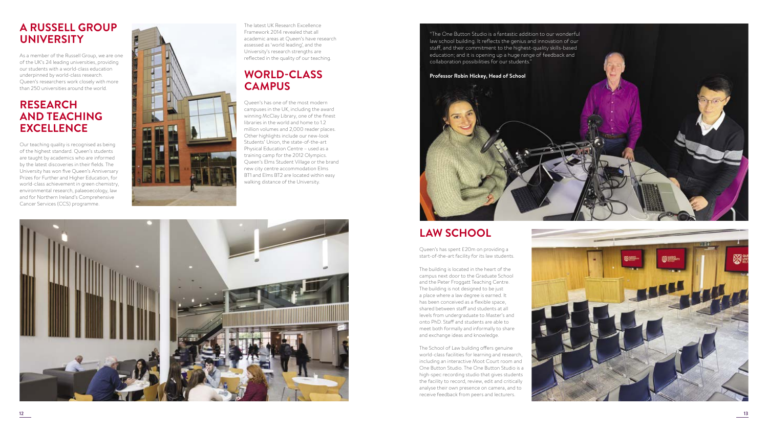## A RUSSELL GROUP UNIVERSITY

As a member of the Russell Group, we are one of the UK's 24 leading universities, providing our students with a world-class education underpinned by world-class research. Queen's researchers work closely with more than 250 universities around the world.

## RESEARCH AND TEACHING EXCELLENCE

Our teaching quality is recognised as being of the highest standard. Queen's students are taught by academics who are informed by the latest discoveries in their fields. The University has won five Queen's Anniversary Prizes for Further and Higher Education, for world-class achievement in green chemistry, environmental research, palaeoecology, law and for Northern Ireland's Comprehensive Cancer Services (CCS) programme.

The latest UK Research Excellence Framework 2014 revealed that all academic areas at Queen's have research assessed as 'world leading', and the University's research strengths are reflected in the quality of our teaching.

## WORLD-CLASS CAMPUS

Queen's has one of the most modern campuses in the UK, including the award winning McClay Library, one of the finest libraries in the world and home to 1.2 million volumes and 2,000 reader places. Other highlights include our new-look Students' Union, the state-of-the-art Physical Education Centre – used as a training camp for the 2012 Olympics. Queen's Elms Student Village or the brand new city centre accommodation Elms BT1 and Elms BT2 are located within easy walking distance of the University.

"The One Button Studio is a fantastic addition to our wonderful law school building. It reflects the genius and innovation of our staff, and their commitment to the highest-quality skills-based education; and it is opening up a huge range of feedback and collaboration possibilities for our students."

**Professor Robin Hickey, Head of School**

## LAW SCHOOL

Queen's has spent £20m on providing a start-of-the-art facility for its law students.

The building is located in the heart of the campus next door to the Graduate School and the Peter Froggatt Teaching Centre. The building is not designed to be just a place where a law degree is earned. It has been conceived as a flexible space, shared between staff and students at all levels from undergraduate to Master's and onto PhD. Staff and students are able to meet both formally and informally to share and exchange ideas and knowledge.

The School of Law building offers genuine world-class facilities for learning and research, including an interactive Moot Court room and One Button Studio. The One Button Studio is a high-spec recording studio that gives students the facility to record, review, edit and critically analyse their own presence on camera, and to receive feedback from peers and lecturers.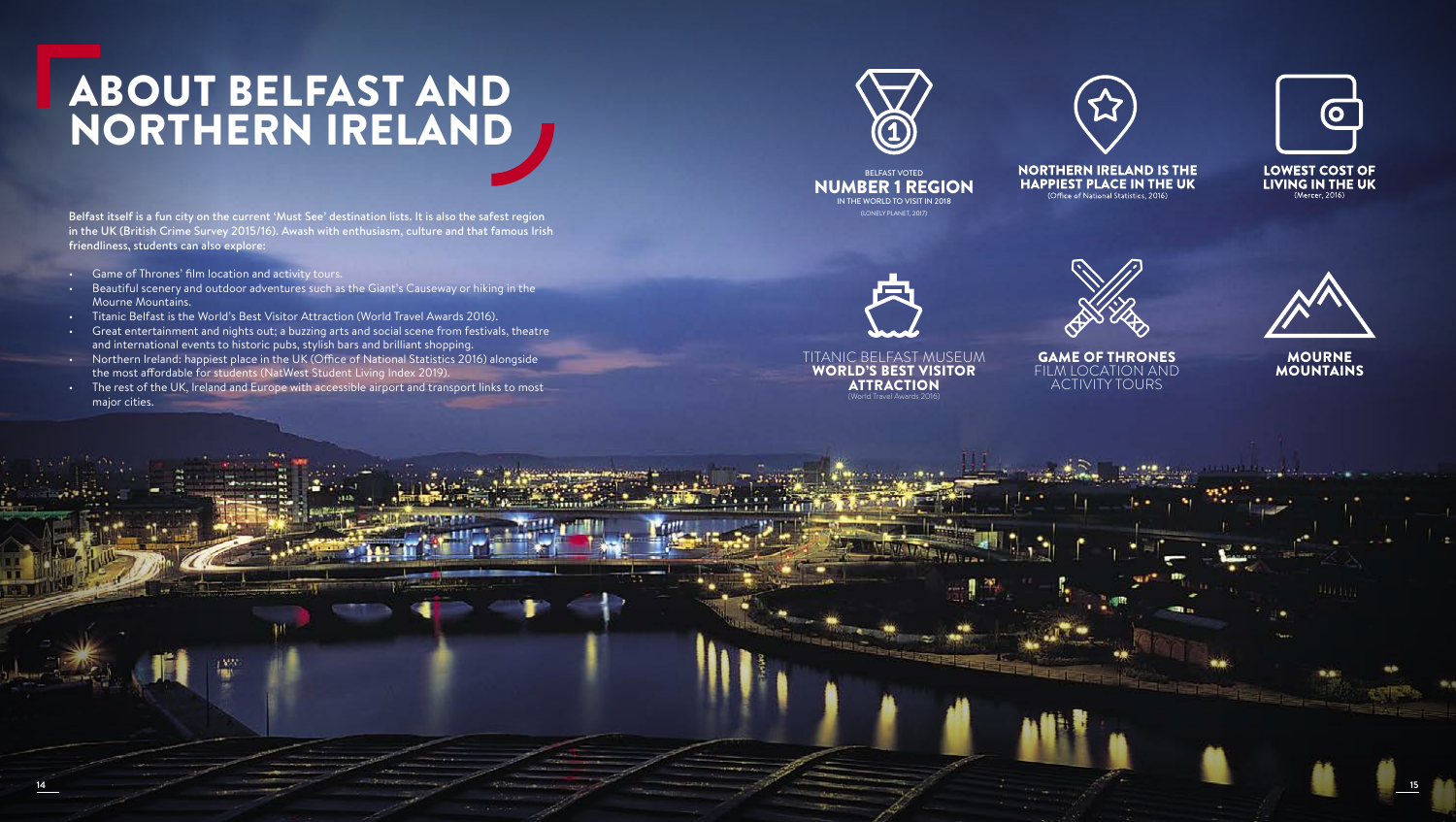# ABOUT BELFAST AND NORTHERN IRELAND

**Belfast itself is a fun city on the current 'Must See' destination lists. It is also the safest region in the UK (British Crime Survey 2015/16). Awash with enthusiasm, culture and that famous Irish friendliness, students can also explore:**

- Game of Thrones' film location and activity tours.
- Beautiful scenery and outdoor adventures such as the Giant's Causeway or hiking in the Mourne Mountains.
- Titanic Belfast is the World's Best Visitor Attraction (World Travel Awards 2016).
- Great entertainment and nights out; a buzzing arts and social scene from festivals, theatre and international events to historic pubs, stylish bars and brilliant shopping.
- Northern Ireland: happiest place in the UK (Office of National Statistics 2016) alongside the most affordable for students (NatWest Student Living Index 2019).
- The rest of the UK, Ireland and Europe with accessible airport and transport links to most major cities.

BELFAST VOTED
**NUMBER 1 REGION**
IN THE WORLD TO VISIT IN 2018
(LONELY PLANET, 2017)

**NORTHERN IRELAND IS THE HAPPIEST PLACE IN THE UK**
(Office of National Statistics, 2016)

**LOWEST COST OF LIVING IN THE UK**
(Mercer, 2016)

TITANIC BELFAST MUSEUM
**WORLD'S BEST VISITOR ATTRACTION**
(World Travel Awards 2016)

**GAME OF THRONES**
FILM LOCATION AND ACTIVITY TOURS

**MOURNE MOUNTAINS**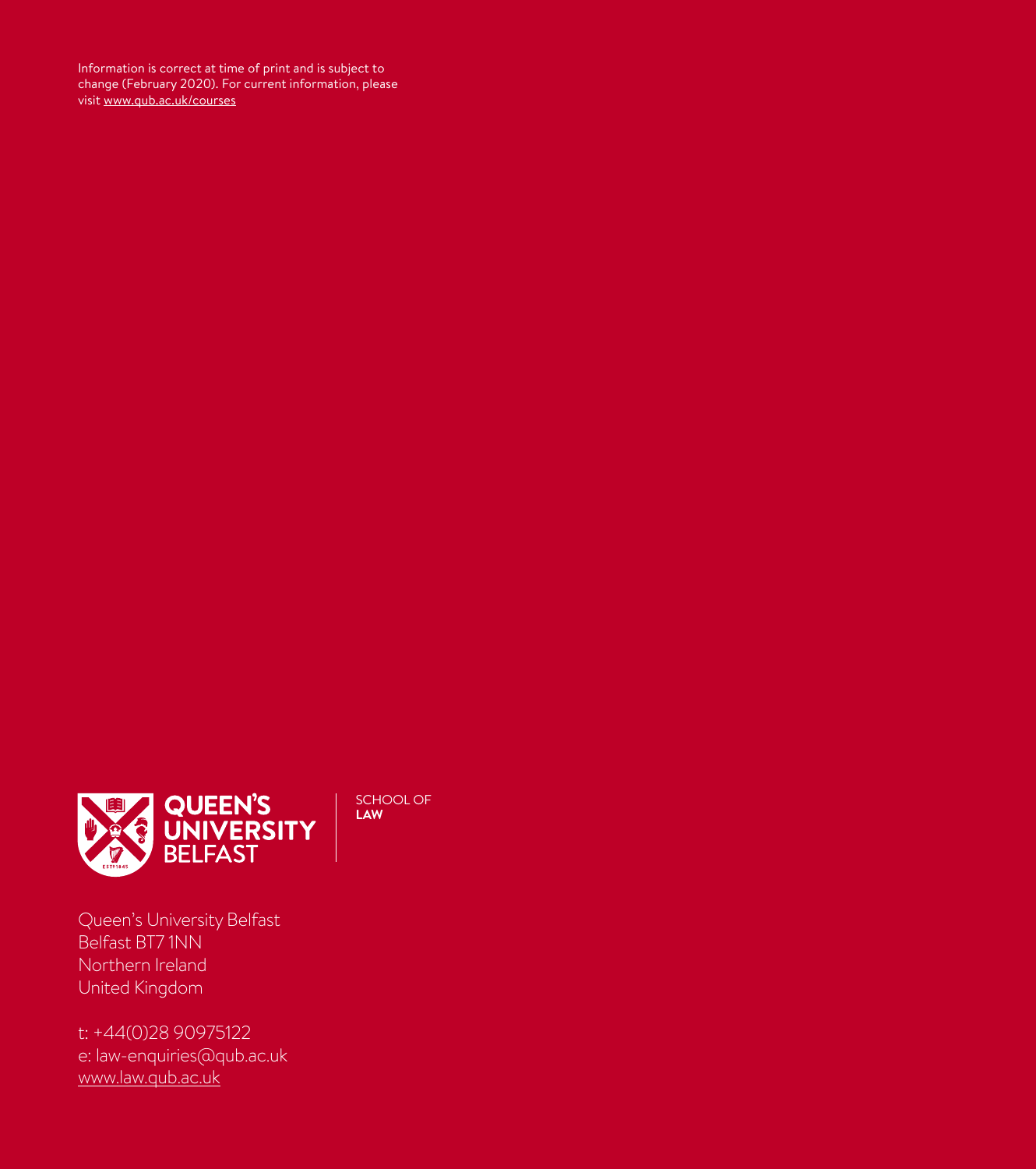Information is correct at time of print and is subject to change (February 2020). For current information, please visit www.qub.ac.uk/courses

QUEEN'S UNIVERSITY BELFAST

SCHOOL OF **LAW**

Queen's University Belfast
Belfast BT7 1NN
Northern Ireland
United Kingdom

t: +44(0)28 90975122
e: law-enquiries@qub.ac.uk
www.law.qub.ac.uk